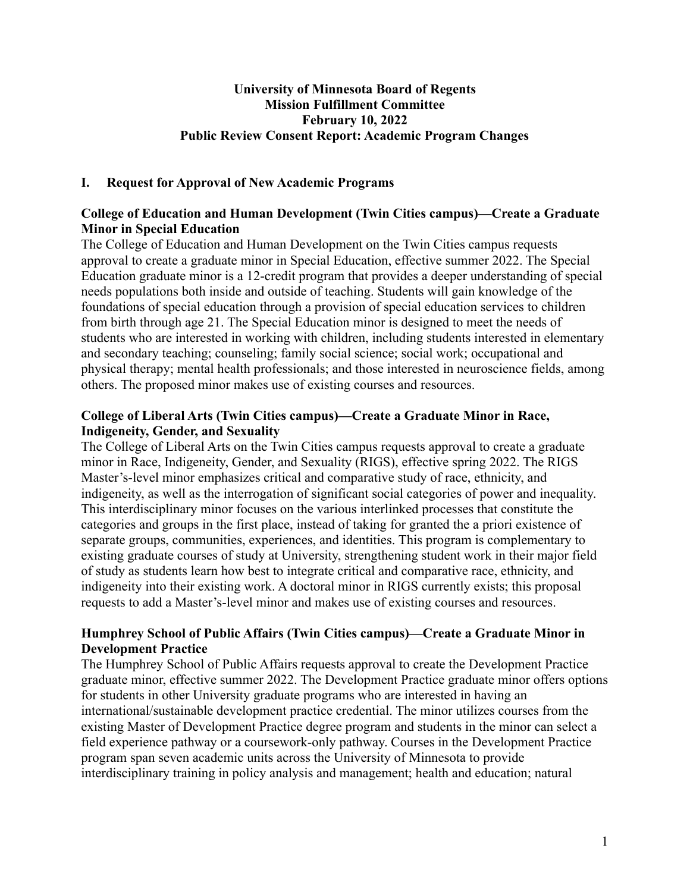**University of Minnesota Board of Regents**
**Mission Fulfillment Committee**
**February 10, 2022**
**Public Review Consent Report: Academic Program Changes**

## I. Request for Approval of New Academic Programs

### College of Education and Human Development (Twin Cities campus)—Create a Graduate Minor in Special Education

The College of Education and Human Development on the Twin Cities campus requests approval to create a graduate minor in Special Education, effective summer 2022. The Special Education graduate minor is a 12-credit program that provides a deeper understanding of special needs populations both inside and outside of teaching. Students will gain knowledge of the foundations of special education through a provision of special education services to children from birth through age 21. The Special Education minor is designed to meet the needs of students who are interested in working with children, including students interested in elementary and secondary teaching; counseling; family social science; social work; occupational and physical therapy; mental health professionals; and those interested in neuroscience fields, among others. The proposed minor makes use of existing courses and resources.

### College of Liberal Arts (Twin Cities campus)—Create a Graduate Minor in Race, Indigeneity, Gender, and Sexuality

The College of Liberal Arts on the Twin Cities campus requests approval to create a graduate minor in Race, Indigeneity, Gender, and Sexuality (RIGS), effective spring 2022. The RIGS Master's-level minor emphasizes critical and comparative study of race, ethnicity, and indigeneity, as well as the interrogation of significant social categories of power and inequality. This interdisciplinary minor focuses on the various interlinked processes that constitute the categories and groups in the first place, instead of taking for granted the a priori existence of separate groups, communities, experiences, and identities. This program is complementary to existing graduate courses of study at University, strengthening student work in their major field of study as students learn how best to integrate critical and comparative race, ethnicity, and indigeneity into their existing work. A doctoral minor in RIGS currently exists; this proposal requests to add a Master's-level minor and makes use of existing courses and resources.

### Humphrey School of Public Affairs (Twin Cities campus)—Create a Graduate Minor in Development Practice

The Humphrey School of Public Affairs requests approval to create the Development Practice graduate minor, effective summer 2022. The Development Practice graduate minor offers options for students in other University graduate programs who are interested in having an international/sustainable development practice credential. The minor utilizes courses from the existing Master of Development Practice degree program and students in the minor can select a field experience pathway or a coursework-only pathway. Courses in the Development Practice program span seven academic units across the University of Minnesota to provide interdisciplinary training in policy analysis and management; health and education; natural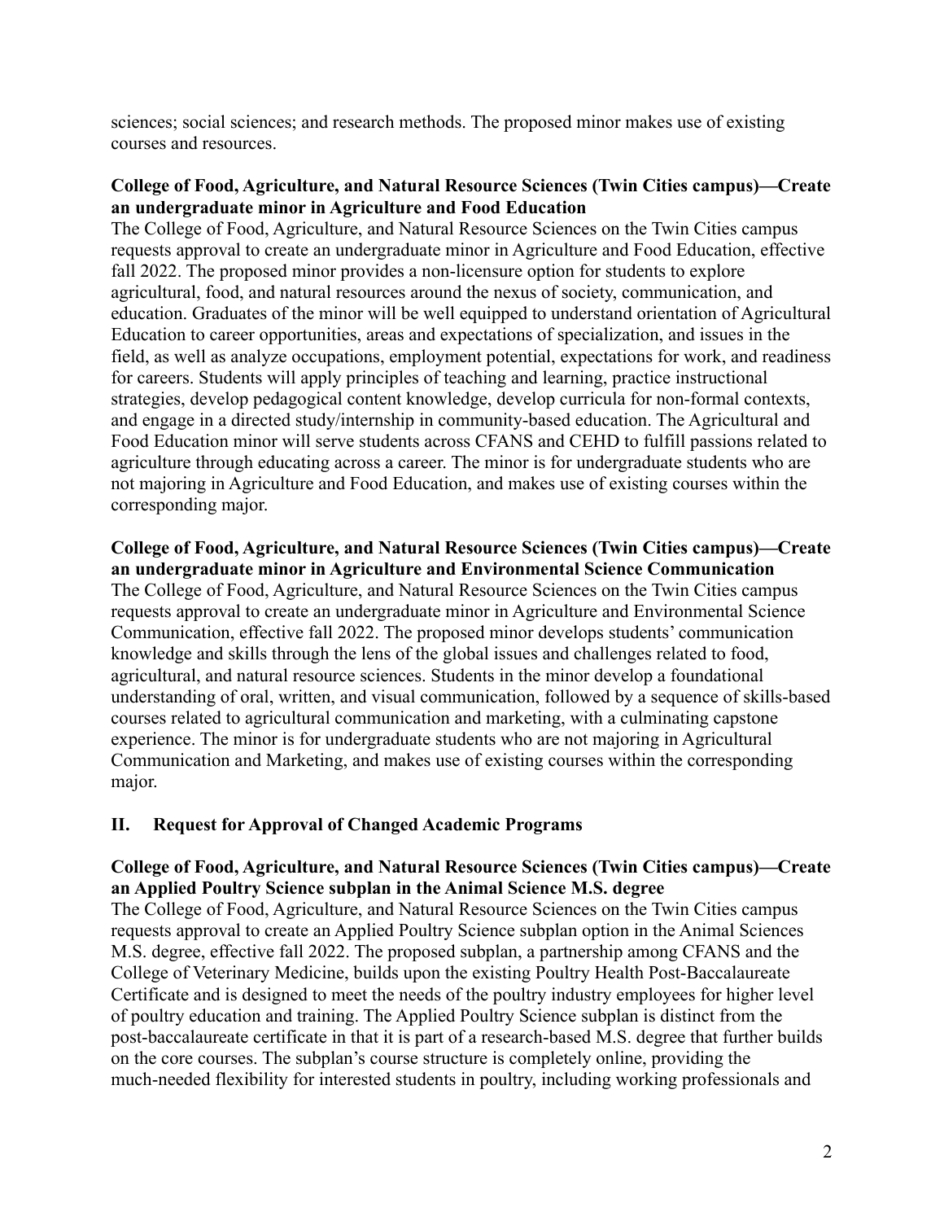sciences; social sciences; and research methods. The proposed minor makes use of existing courses and resources.

**College of Food, Agriculture, and Natural Resource Sciences (Twin Cities campus)—Create an undergraduate minor in Agriculture and Food Education**

The College of Food, Agriculture, and Natural Resource Sciences on the Twin Cities campus requests approval to create an undergraduate minor in Agriculture and Food Education, effective fall 2022. The proposed minor provides a non-licensure option for students to explore agricultural, food, and natural resources around the nexus of society, communication, and education. Graduates of the minor will be well equipped to understand orientation of Agricultural Education to career opportunities, areas and expectations of specialization, and issues in the field, as well as analyze occupations, employment potential, expectations for work, and readiness for careers. Students will apply principles of teaching and learning, practice instructional strategies, develop pedagogical content knowledge, develop curricula for non-formal contexts, and engage in a directed study/internship in community-based education. The Agricultural and Food Education minor will serve students across CFANS and CEHD to fulfill passions related to agriculture through educating across a career. The minor is for undergraduate students who are not majoring in Agriculture and Food Education, and makes use of existing courses within the corresponding major.

**College of Food, Agriculture, and Natural Resource Sciences (Twin Cities campus)—Create an undergraduate minor in Agriculture and Environmental Science Communication**

The College of Food, Agriculture, and Natural Resource Sciences on the Twin Cities campus requests approval to create an undergraduate minor in Agriculture and Environmental Science Communication, effective fall 2022. The proposed minor develops students' communication knowledge and skills through the lens of the global issues and challenges related to food, agricultural, and natural resource sciences. Students in the minor develop a foundational understanding of oral, written, and visual communication, followed by a sequence of skills-based courses related to agricultural communication and marketing, with a culminating capstone experience. The minor is for undergraduate students who are not majoring in Agricultural Communication and Marketing, and makes use of existing courses within the corresponding major.

## II. Request for Approval of Changed Academic Programs

**College of Food, Agriculture, and Natural Resource Sciences (Twin Cities campus)—Create an Applied Poultry Science subplan in the Animal Science M.S. degree**

The College of Food, Agriculture, and Natural Resource Sciences on the Twin Cities campus requests approval to create an Applied Poultry Science subplan option in the Animal Sciences M.S. degree, effective fall 2022. The proposed subplan, a partnership among CFANS and the College of Veterinary Medicine, builds upon the existing Poultry Health Post-Baccalaureate Certificate and is designed to meet the needs of the poultry industry employees for higher level of poultry education and training. The Applied Poultry Science subplan is distinct from the post-baccalaureate certificate in that it is part of a research-based M.S. degree that further builds on the core courses. The subplan's course structure is completely online, providing the much-needed flexibility for interested students in poultry, including working professionals and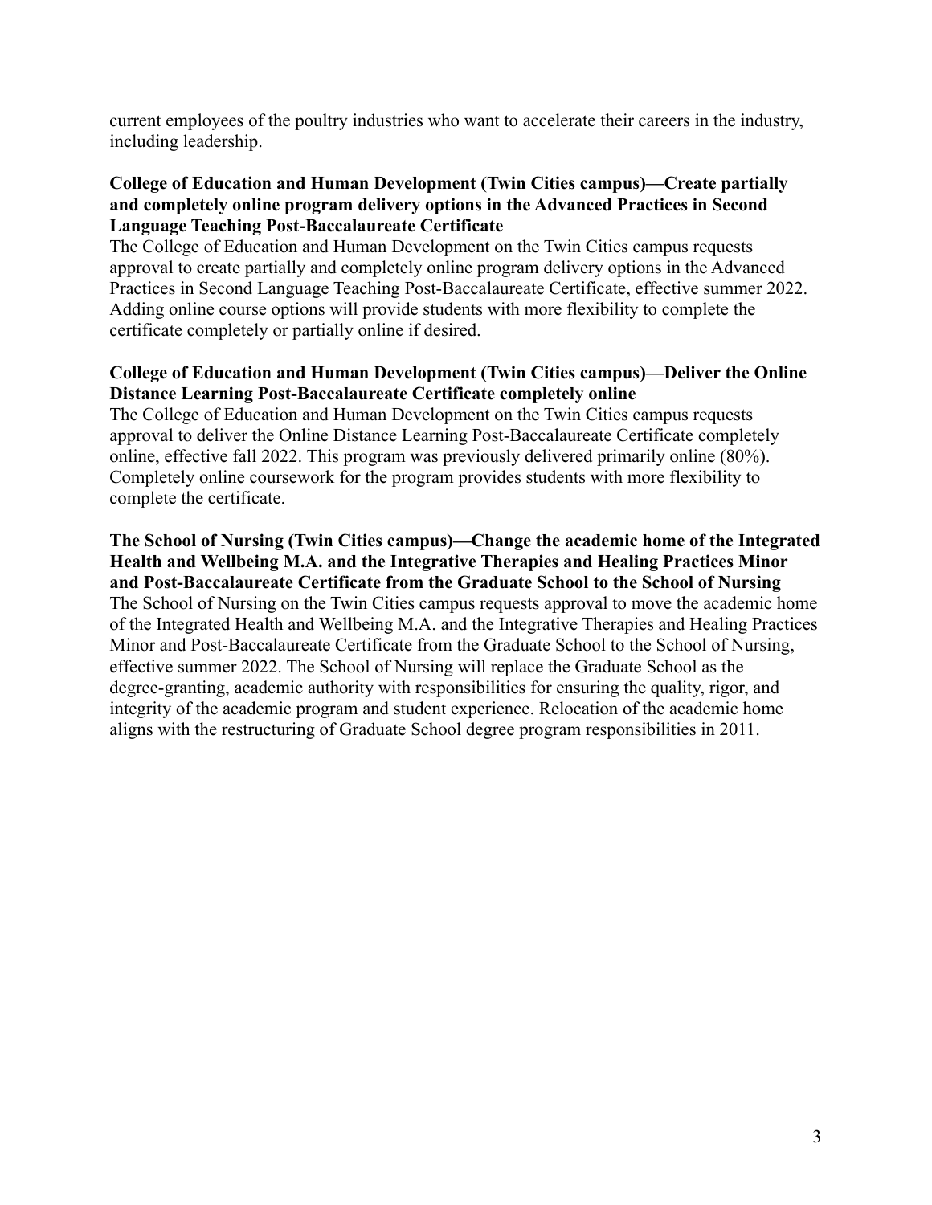current employees of the poultry industries who want to accelerate their careers in the industry, including leadership.

**College of Education and Human Development (Twin Cities campus)—Create partially and completely online program delivery options in the Advanced Practices in Second Language Teaching Post-Baccalaureate Certificate**

The College of Education and Human Development on the Twin Cities campus requests approval to create partially and completely online program delivery options in the Advanced Practices in Second Language Teaching Post-Baccalaureate Certificate, effective summer 2022. Adding online course options will provide students with more flexibility to complete the certificate completely or partially online if desired.

**College of Education and Human Development (Twin Cities campus)—Deliver the Online Distance Learning Post-Baccalaureate Certificate completely online**

The College of Education and Human Development on the Twin Cities campus requests approval to deliver the Online Distance Learning Post-Baccalaureate Certificate completely online, effective fall 2022. This program was previously delivered primarily online (80%). Completely online coursework for the program provides students with more flexibility to complete the certificate.

**The School of Nursing (Twin Cities campus)—Change the academic home of the Integrated Health and Wellbeing M.A. and the Integrative Therapies and Healing Practices Minor and Post-Baccalaureate Certificate from the Graduate School to the School of Nursing**

The School of Nursing on the Twin Cities campus requests approval to move the academic home of the Integrated Health and Wellbeing M.A. and the Integrative Therapies and Healing Practices Minor and Post-Baccalaureate Certificate from the Graduate School to the School of Nursing, effective summer 2022. The School of Nursing will replace the Graduate School as the degree-granting, academic authority with responsibilities for ensuring the quality, rigor, and integrity of the academic program and student experience. Relocation of the academic home aligns with the restructuring of Graduate School degree program responsibilities in 2011.